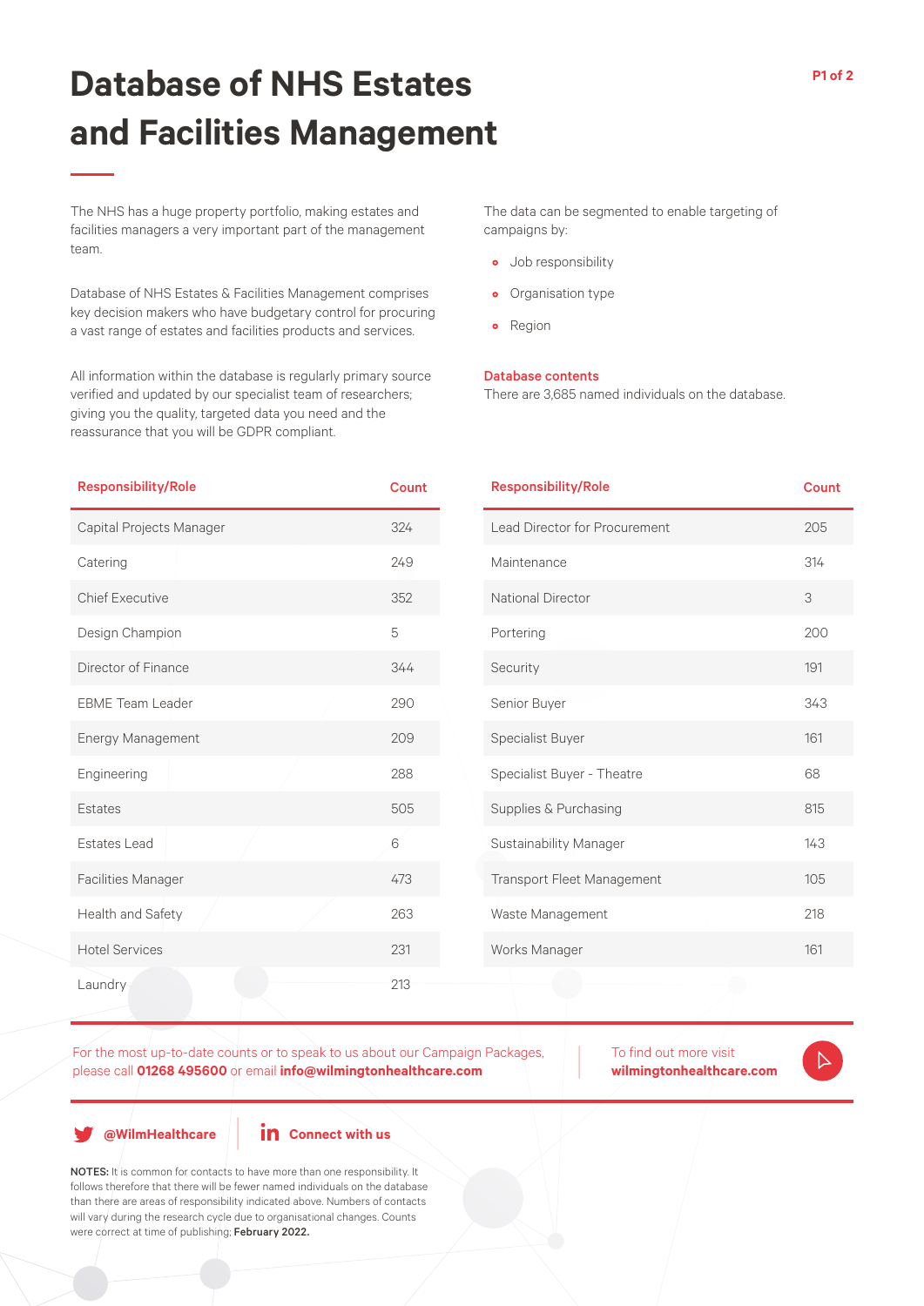# Database of NHS Estates and Facilities Management

The NHS has a huge property portfolio, making estates and facilities managers a very important part of the management team.

Database of NHS Estates & Facilities Management comprises key decision makers who have budgetary control for procuring a vast range of estates and facilities products and services.

All information within the database is regularly primary source verified and updated by our specialist team of researchers; giving you the quality, targeted data you need and the reassurance that you will be GDPR compliant.

The data can be segmented to enable targeting of campaigns by:

- Job responsibility
- Organisation type
- Region

**Database contents**

There are 3,685 named individuals on the database.

| Responsibility/Role | Count |
|---|---|
| Capital Projects Manager | 324 |
| Catering | 249 |
| Chief Executive | 352 |
| Design Champion | 5 |
| Director of Finance | 344 |
| EBME Team Leader | 290 |
| Energy Management | 209 |
| Engineering | 288 |
| Estates | 505 |
| Estates Lead | 6 |
| Facilities Manager | 473 |
| Health and Safety | 263 |
| Hotel Services | 231 |
| Laundry | 213 |

| Responsibility/Role | Count |
|---|---|
| Lead Director for Procurement | 205 |
| Maintenance | 314 |
| National Director | 3 |
| Portering | 200 |
| Security | 191 |
| Senior Buyer | 343 |
| Specialist Buyer | 161 |
| Specialist Buyer - Theatre | 68 |
| Supplies & Purchasing | 815 |
| Sustainability Manager | 143 |
| Transport Fleet Management | 105 |
| Waste Management | 218 |
| Works Manager | 161 |

For the most up-to-date counts or to speak to us about our Campaign Packages, please call **01268 495600** or email **info@wilmingtonhealthcare.com**

To find out more visit **wilmingtonhealthcare.com**

**@WilmHealthcare**

**Connect with us**

**NOTES:** It is common for contacts to have more than one responsibility. It follows therefore that there will be fewer named individuals on the database than there are areas of responsibility indicated above. Numbers of contacts will vary during the research cycle due to organisational changes. Counts were correct at time of publishing; **February 2022.**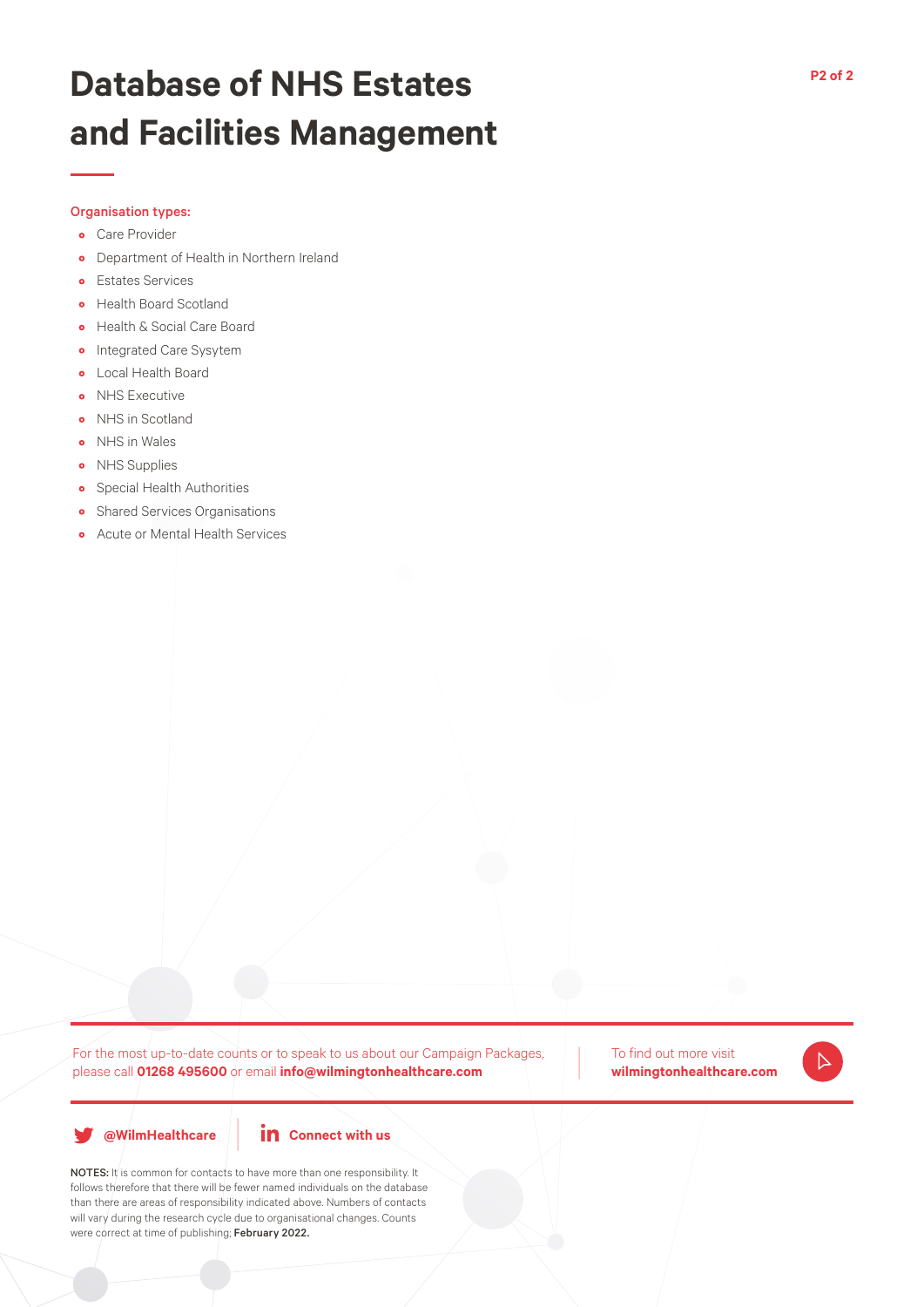# Database of NHS Estates and Facilities Management

**Organisation types:**

- Care Provider
- Department of Health in Northern Ireland
- Estates Services
- Health Board Scotland
- Health & Social Care Board
- Integrated Care Sysytem
- Local Health Board
- NHS Executive
- NHS in Scotland
- NHS in Wales
- NHS Supplies
- Special Health Authorities
- Shared Services Organisations
- Acute or Mental Health Services

For the most up-to-date counts or to speak to us about our Campaign Packages, please call **01268 495600** or email **info@wilmingtonhealthcare.com**

To find out more visit **wilmingtonhealthcare.com**

**@WilmHealthcare**

**Connect with us**

**NOTES:** It is common for contacts to have more than one responsibility. It follows therefore that there will be fewer named individuals on the database than there are areas of responsibility indicated above. Numbers of contacts will vary during the research cycle due to organisational changes. Counts were correct at time of publishing; **February 2022.**